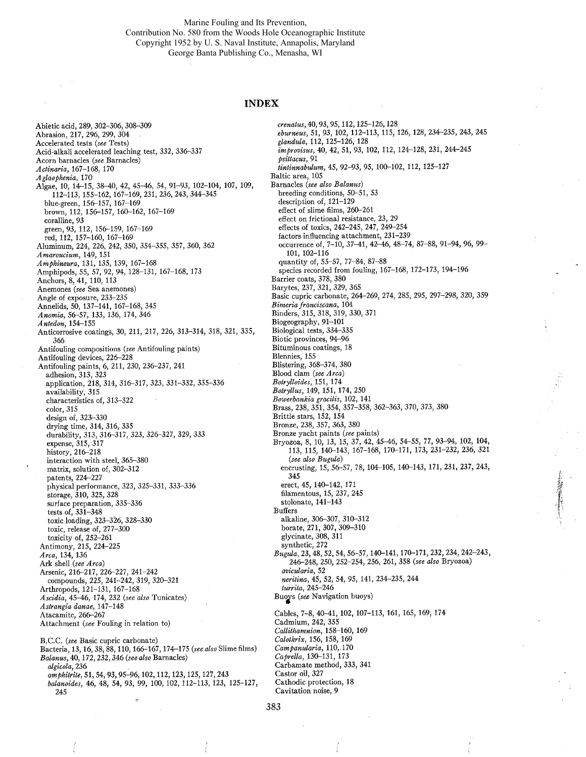Marine Fouling and Its Prevention,
Contribution No. 580 from the Woods Hole Oceanographic Institute
Copyright 1952 by U. S. Naval Institute, Annapolis, Maryland
George Banta Publishing Co., Menasha, WI

# INDEX

Abietic acid, 289, 302–306, 308–309
Abrasion, 217, 296, 299, 304
Accelerated tests (*see* Tests)
Acid-alkali accelerated leaching test, 332, 336–337
Acorn barnacles (*see* Barnacles)
*Actinaria*, 167–168, 170
*Aglaophenia*, 170
Algae, 10, 14–15, 38–40, 42, 45–46, 54, 91–93, 102–104, 107, 109, 112–113, 155–162, 167–169, 231, 236, 243, 344–345
- blue-green, 156–157, 167–169
- brown, 112, 156–157, 160–162, 167–169
- coralline, 93
- green, 93, 112, 156–159, 167–169
- red, 112, 157–160, 167–169

Aluminum, 224, 226, 242, 350, 354–355, 357, 360, 362
*Amaroucium*, 149, 151
*Amphineura*, 131, 135, 139, 167–168
Amphipods, 55, 57, 92, 94, 128–131, 167–168, 173
Anchors, 8, 41, 110, 113
Anemones (*see* Sea anemones)
Angle of exposure, 233–235
Annelids, 50, 137–141, 167–168, 345
*Anomia*, 56–57, 133, 136, 174, 346
*Antedon*, 154–155
Anticorrosive coatings, 30, 211, 217, 226, 313–314, 318, 321, 335, 366
Antifouling compositions (*see* Antifouling paints)
Antifouling devices, 226–228
Antifouling paints, 6, 211, 230, 236–237, 241
- adhesion, 313, 323
- application, 218, 314, 316–317, 323, 331–332, 335–336
- availability, 315
- characteristics of, 313–322
- color, 315
- design of, 323–330
- drying time, 314, 316, 335
- durability, 313, 316–317, 323, 326–327, 329, 333
- expense, 315, 317
- history, 216–218
- interaction with steel, 365–380
- matrix, solution of, 302–312
- patents, 224–227
- physical performance, 323, 325–331, 333–336
- storage, 310, 325, 328
- surface preparation, 335–336
- tests of, 331–348
- toxic loading, 323–326, 328–330
- toxic, release of, 277–300
- toxicity of, 252–261

Antimony, 215, 224–225
*Arca*, 134, 136
Ark shell (*see Arca*)
Arsenic, 216–217, 226–227, 241–242
- compounds, 225, 241–242, 319, 320–321

Arthropods, 121–131, 167–168
*Ascidia*, 45–46, 174, 232 (*see also* Tunicates)
*Astrangia danae*, 147–148
Atacamite, 266–267
Attachment (*see* Fouling in relation to)

B.C.C. (*see* Basic cupric carbonate)
Bacteria, 13, 16, 38, 88, 110, 166–167, 174–175 (*see also* Slime films)
*Balanus*, 40, 172, 232, 346 (*see also* Barnacles)
- *algicola*, 236
- *amphitrite*, 51, 54, 93, 95–96, 102, 112, 123, 125, 127, 243
- *balanoides*, 46, 48, 54, 93, 99, 100, 102, 112–113, 123, 125–127, 245
- *crenatus*, 40, 93, 95, 112, 125–126, 128
- *eburneus*, 51, 93, 102, 112–113, 115, 126, 128, 234–235, 243, 245
- *glandula*, 112, 125–126, 128
- *improvisus*, 40, 42, 51, 93, 102, 112, 124–128, 231, 244–245
- *psittacus*, 91
- *tintinnabulum*, 45, 92–93, 95, 100–102, 112, 125–127

Baltic area, 105
Barnacles (*see also Balanus*)
- breeding conditions, 50–51, 53
- description of, 121–129
- effect of slime films, 260–261
- effect on frictional resistance, 23, 29
- effects of toxics, 242–245, 247, 249–254
- factors influencing attachment, 231–239
- occurrence of, 7–10, 37–41, 42–46, 48–74, 87–88, 91–94, 96, 99–101, 102–116
- quantity of, 55–57, 77–84, 87–88
- species recorded from fouling, 167–168, 172–173, 194–196

Barrier coats, 378, 380
Barytes, 237, 321, 329, 365
Basic cupric carbonate, 264–269, 274, 285, 295, 297–298, 320, 359
*Bimeria franciscana*, 104
Binders, 315, 318, 319, 330, 371
Biogeography, 91–101
Biological tests, 334–335
Biotic provinces, 94–96
Bituminous coatings, 18
Blennies, 155
Blistering, 368–374, 380
Blood clam (*see Arca*)
*Botrylloides*, 151, 174
*Botryllus*, 149, 151, 174, 250
*Bowerbankia gracilis*, 102, 141
Brass, 238, 351, 354, 357–358, 362–363, 370, 373, 380
Brittle stars, 152, 154
Bronze, 238, 357, 363, 380
Bronze yacht paints (*see* paints)
Bryozoa, 8, 10, 13, 15, 37, 42, 45–46, 54–55, 77, 93–94, 102, 104, 113, 115, 140–143, 167–168, 170–171, 173, 231–232, 236, 321 (*see also Bugula*)
- encrusting, 15, 56–57, 78, 104–105, 140–143, 171, 231, 237, 243, 345
- erect, 45, 140–142, 171
- filamentous, 15, 237, 245
- stolonate, 141–143

Buffers
- alkaline, 306–307, 310–312
- borate, 271, 307, 309–310
- glycinate, 308, 311
- synthetic, 272

*Bugula*, 23, 48, 52, 54, 56–57, 140–141, 170–171, 232, 234, 242–243, 246–248, 250, 252–254, 256, 261, 358 (*see also* Bryozoa)
- *avicularia*, 52
- *neritina*, 45, 52, 54, 95, 141, 234–235, 244
- *turrita*, 245–246

Buoys (*see* Navigation buoys)

Cables, 7–8, 40–41, 102, 107–113, 161, 165, 169, 174
Cadmium, 242, 355
*Callithamnion*, 158–160, 169
*Calothrix*, 156, 158, 169
*Campanularia*, 110, 170
*Caprella*, 130–131, 173
Carbamate method, 333, 341
Castor oil, 327
Cathodic protection, 18
Cavitation noise, 9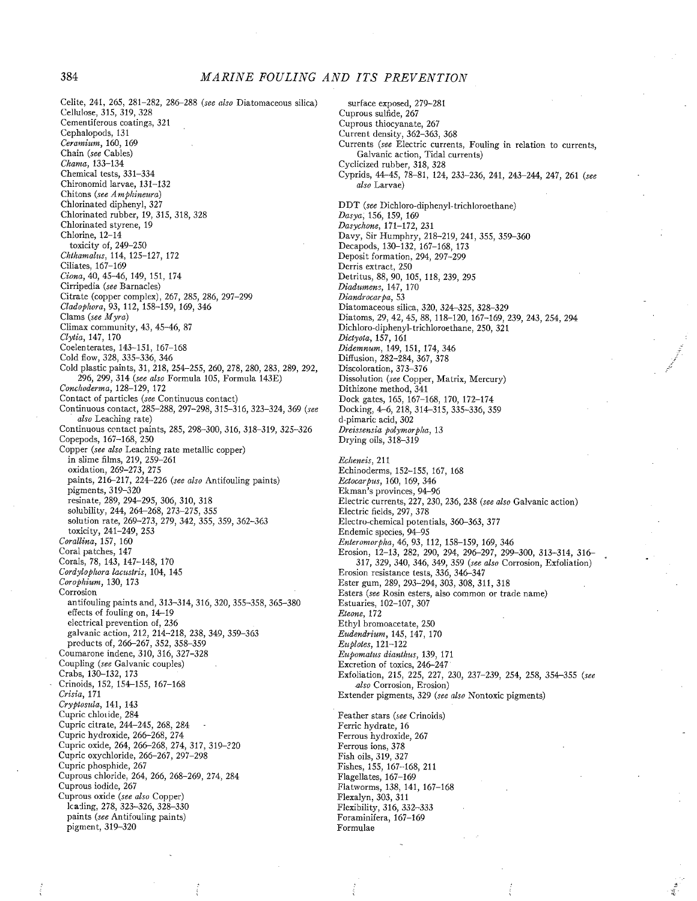Celite, 241, 265, 281–282, 286–288 (*see also* Diatomaceous silica)
Cellulose, 315, 319, 328
Cementiferous coatings, 321
Cephalopods, 131
*Ceramium*, 160, 169
Chain (*see* Cables)
*Chama*, 133–134
Chemical tests, 331–334
Chironomid larvae, 131–132
Chitons (*see Amphineura*)
Chlorinated diphenyl, 327
Chlorinated rubber, 19, 315, 318, 328
Chlorinated styrene, 19
Chlorine, 12–14
  toxicity of, 249–250
*Chthamalus*, 114, 125–127, 172
Ciliates, 167–169
*Ciona*, 40, 45–46, 149, 151, 174
Cirripedia (*see* Barnacles)
Citrate (copper complex), 267, 285, 286, 297–299
*Cladophora*, 93, 112, 158–159, 169, 346
Clams (*see Myra*)
Climax community, 43, 45–46, 87
*Clytia*, 147, 170
Coelenterates, 143–151, 167–168
Cold flow, 328, 335–336, 346
Cold plastic paints, 31, 218, 254–255, 260, 278, 280, 283, 289, 292, 296, 299, 314 (*see also* Formula 105, Formula 143E)
*Conchoderma*, 128–129, 172
Contact of particles (*see* Continuous contact)
Continuous contact, 285–288, 297–298, 315–316, 323–324, 369 (*see also* Leaching rate)
Continuous contact paints, 285, 298–300, 316, 318–319, 325–326
Copepods, 167–168, 250
Copper (*see also* Leaching rate metallic copper)
  in slime films, 219, 259–261
  oxidation, 269–273, 275
  paints, 216–217, 224–226 (*see also* Antifouling paints)
  pigments, 319–320
  resinate, 289, 294–295, 306, 310, 318
  solubility, 244, 264–268, 273–275, 355
  solution rate, 269–273, 279, 342, 355, 359, 362–363
  toxicity, 241–249, 253
*Corallina*, 157, 160
Coral patches, 147
Corals, 78, 143, 147–148, 170
*Cordylophora lacustris*, 104, 145
*Corophium*, 130, 173
Corrosion
  antifouling paints and, 313–314, 316, 320, 355–358, 365–380
  effects of fouling on, 14–19
  electrical prevention of, 236
  galvanic action, 212, 214–218, 238, 349, 359–363
  products of, 266–267, 352, 358–359
Coumarone indene, 310, 316, 327–328
Coupling (*see* Galvanic couples)
Crabs, 130–132, 173
Crinoids, 152, 154–155, 167–168
*Crisia*, 171
*Cryptosula*, 141, 143
Cupric chloride, 284
Cupric citrate, 244–245, 268, 284
Cupric hydroxide, 266–268, 274
Cupric oxide, 264, 266–268, 274, 317, 319–320
Cupric oxychloride, 266–267, 297–298
Cupric phosphide, 267
Cuprous chloride, 264, 266, 268–269, 274, 284
Cuprous iodide, 267
Cuprous oxide (*see also* Copper)
  leading, 278, 323–326, 328–330
  paints (*see* Antifouling paints)
  pigment, 319–320
  surface exposed, 279–281
Cuprous sulfide, 267
Cuprous thiocyanate, 267
Current density, 362–363, 368
Currents (*see* Electric currents, Fouling in relation to currents, Galvanic action, Tidal currents)
Cyclicized rubber, 318, 328
Cyprids, 44–45, 78–81, 124, 233–236, 241, 243–244, 247, 261 (*see also* Larvae)

DDT (*see* Dichloro-diphenyl-trichloroethane)
*Dasya*, 156, 159, 169
*Dasychone*, 171–172, 231
Davy, Sir Humphry, 218–219, 241, 355, 359–360
Decapods, 130–132, 167–168, 173
Deposit formation, 294, 297–299
Derris extract, 250
Detritus, 88, 90, 105, 118, 239, 295
*Diadumene*, 147, 170
*Diandrocarpa*, 53
Diatomaceous silica, 320, 324–325, 328–329
Diatoms, 29, 42, 45, 88, 118–120, 167–169, 239, 243, 254, 294
Dichloro-diphenyl-trichloroethane, 250, 321
*Dictyota*, 157, 161
*Didemnum*, 149, 151, 174, 346
Diffusion, 282–284, 367, 378
Discoloration, 373–376
Dissolution (*see* Copper, Matrix, Mercury)
Dithizone method, 341
Dock gates, 165, 167–168, 170, 172–174
Docking, 4–6, 218, 314–315, 335–336, 359
d-pimaric acid, 302
*Dreissensia polymorpha*, 13
Drying oils, 318–319

*Echeneis*, 211
Echinoderms, 152–155, 167, 168
*Ectocarpus*, 160, 169, 346
Ekman's provinces, 94–96
Electric currents, 227, 230, 236, 238 (*see also* Galvanic action)
Electric fields, 297, 378
Electro-chemical potentials, 360–363, 377
Endemic species, 94–95
*Enteromorpha*, 46, 93, 112, 158–159, 169, 346
Erosion, 12–13, 282, 290, 294, 296–297, 299–300, 313–314, 316–317, 329, 340, 346, 349, 359 (*see also* Corrosion, Exfoliation)
Erosion resistance tests, 336, 346–347
Ester gum, 289, 293–294, 303, 308, 311, 318
Esters (*see* Rosin esters, also common or trade name)
Estuaries, 102–107, 307
*Eteone*, 172
Ethyl bromoacetate, 250
*Eudendrium*, 145, 147, 170
*Euplotes*, 121–122
*Eupomatus dianthus*, 139, 171
Excretion of toxics, 246–247
Exfoliation, 215, 225, 227, 230, 237–239, 254, 258, 354–355 (*see also* Corrosion, Erosion)
Extender pigments, 329 (*see also* Nontoxic pigments)

Feather stars (*see* Crinoids)
Ferric hydrate, 16
Ferrous hydroxide, 267
Ferrous ions, 378
Fish oils, 319, 327
Fishes, 155, 167–168, 211
Flagellates, 167–169
Flatworms, 138, 141, 167–168
Flexalyn, 303, 311
Flexibility, 316, 332–333
Foraminifera, 167–169
Formulae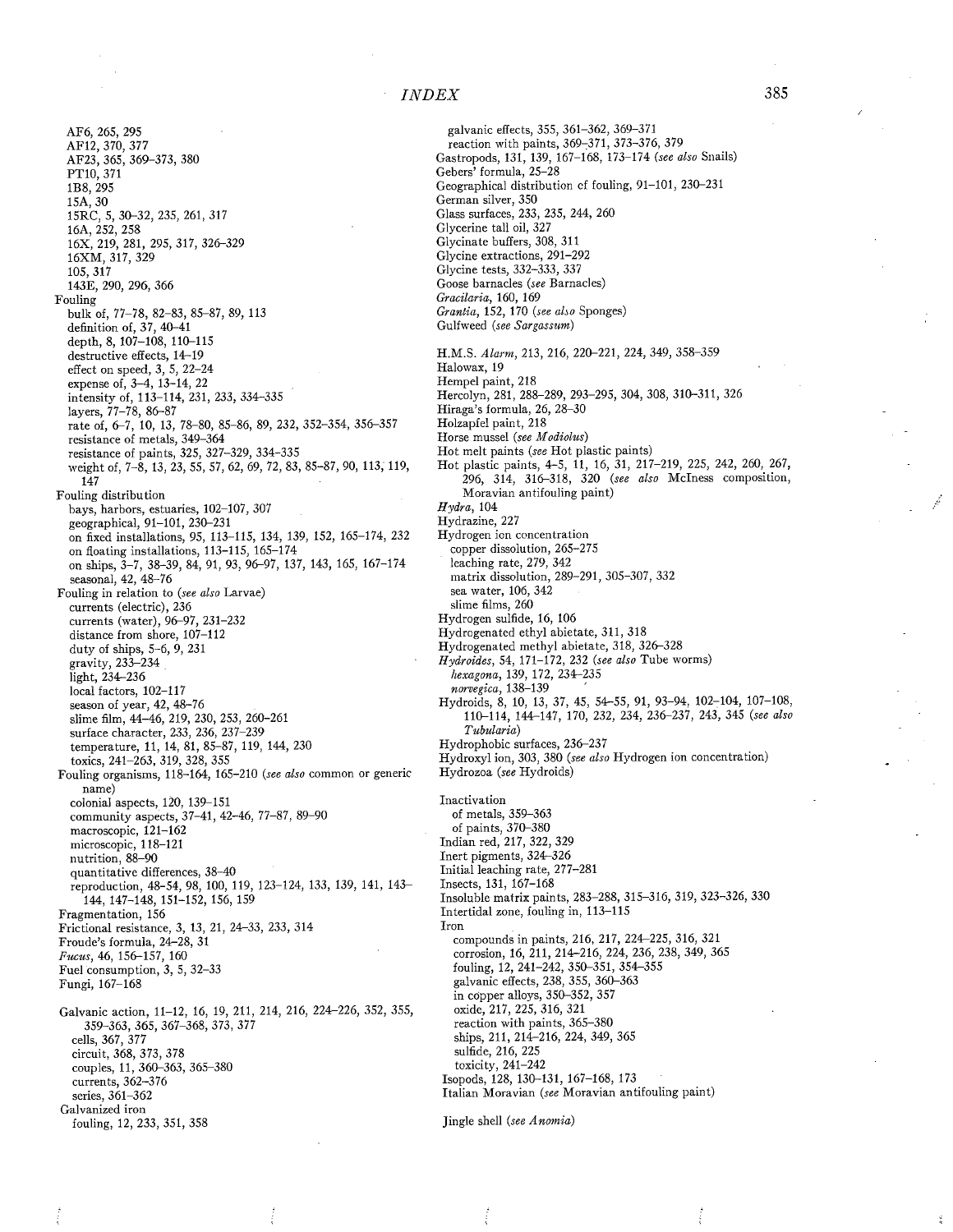AF6, 265, 295
AF12, 370, 377
AF23, 365, 369–373, 380
PT10, 371
1B8, 295
15A, 30
15RC, 5, 30–32, 235, 261, 317
16A, 252, 258
16X, 219, 281, 295, 317, 326–329
16XM, 317, 329
105, 317
143E, 290, 296, 366

Fouling
- bulk of, 77–78, 82–83, 85–87, 89, 113
- definition of, 37, 40–41
- depth, 8, 107–108, 110–115
- destructive effects, 14–19
- effect on speed, 3, 5, 22–24
- expense of, 3–4, 13–14, 22
- intensity of, 113–114, 231, 233, 334–335
- layers, 77–78, 86–87
- rate of, 6–7, 10, 13, 78–80, 85–86, 89, 232, 352–354, 356–357
- resistance of metals, 349–364
- resistance of paints, 325, 327–329, 334–335
- weight of, 7–8, 13, 23, 55, 57, 62, 69, 72, 83, 85–87, 90, 113, 119, 147

Fouling distribution
- bays, harbors, estuaries, 102–107, 307
- geographical, 91–101, 230–231
- on fixed installations, 95, 113–115, 134, 139, 152, 165–174, 232
- on floating installations, 113–115, 165–174
- on ships, 3–7, 38–39, 84, 91, 93, 96–97, 137, 143, 165, 167–174
- seasonal, 42, 48–76

Fouling in relation to (*see also* Larvae)
- currents (electric), 236
- currents (water), 96–97, 231–232
- distance from shore, 107–112
- duty of ships, 5–6, 9, 231
- gravity, 233–234
- light, 234–236
- local factors, 102–117
- season of year, 42, 48–76
- slime film, 44–46, 219, 230, 253, 260–261
- surface character, 233, 236, 237–239
- temperature, 11, 14, 81, 85–87, 119, 144, 230
- toxics, 241–263, 319, 328, 355

Fouling organisms, 118–164, 165–210 (*see also* common or generic name)
- colonial aspects, 120, 139–151
- community aspects, 37–41, 42–46, 77–87, 89–90
- macroscopic, 121–162
- microscopic, 118–121
- nutrition, 88–90
- quantitative differences, 38–40
- reproduction, 48–54, 98, 100, 119, 123–124, 133, 139, 141, 143–144, 147–148, 151–152, 156, 159

Fragmentation, 156
Frictional resistance, 3, 13, 21, 24–33, 233, 314
Froude's formula, 24–28, 31
*Fucus*, 46, 156–157, 160
Fuel consumption, 3, 5, 32–33
Fungi, 167–168

Galvanic action, 11–12, 16, 19, 211, 214, 216, 224–226, 352, 355, 359–363, 365, 367–368, 373, 377
- cells, 367, 377
- circuit, 368, 373, 378
- couples, 11, 360–363, 365–380
- currents, 362–376
- series, 361–362

Galvanized iron
- fouling, 12, 233, 351, 358
- galvanic effects, 355, 361–362, 369–371
- reaction with paints, 369–371, 373–376, 379

Gastropods, 131, 139, 167–168, 173–174 (*see also* Snails)
Gebers' formula, 25–28
Geographical distribution of fouling, 91–101, 230–231
German silver, 350
Glass surfaces, 233, 235, 244, 260
Glycerine tall oil, 327
Glycinate buffers, 308, 311
Glycine extractions, 291–292
Glycine tests, 332–333, 337
Goose barnacles (*see* Barnacles)
*Gracilaria*, 160, 169
*Grantia*, 152, 170 (*see also* Sponges)
Gulfweed (*see Sargassum*)

H.M.S. *Alarm*, 213, 216, 220–221, 224, 349, 358–359
Halowax, 19
Hempel paint, 218
Hercolyn, 281, 288–289, 293–295, 304, 308, 310–311, 326
Hiraga's formula, 26, 28–30
Holzapfel paint, 218
Horse mussel (*see Modiolus*)
Hot melt paints (*see* Hot plastic paints)
Hot plastic paints, 4–5, 11, 16, 31, 217–219, 225, 242, 260, 267, 296, 314, 316–318, 320 (*see also* McIness composition, Moravian antifouling paint)
*Hydra*, 104
Hydrazine, 227

Hydrogen ion concentration
- copper dissolution, 265–275
- leaching rate, 279, 342
- matrix dissolution, 289–291, 305–307, 332
- sea water, 106, 342
- slime films, 260

Hydrogen sulfide, 16, 106
Hydrogenated ethyl abietate, 311, 318
Hydrogenated methyl abietate, 318, 326–328
*Hydroides*, 54, 171–172, 232 (*see also* Tube worms)
- *hexagona*, 139, 172, 234–235
- *norvegica*, 138–139

Hydroids, 8, 10, 13, 37, 45, 54–55, 91, 93–94, 102–104, 107–108, 110–114, 144–147, 170, 232, 234, 236–237, 243, 345 (*see also Tubularia*)
Hydrophobic surfaces, 236–237
Hydroxyl ion, 303, 380 (*see also* Hydrogen ion concentration)
Hydrozoa (*see* Hydroids)

Inactivation
- of metals, 359–363
- of paints, 370–380

Indian red, 217, 322, 329
Inert pigments, 324–326
Initial leaching rate, 277–281
Insects, 131, 167–168
Insoluble matrix paints, 283–288, 315–316, 319, 323–326, 330
Intertidal zone, fouling in, 113–115

Iron
- compounds in paints, 216, 217, 224–225, 316, 321
- corrosion, 16, 211, 214–216, 224, 236, 238, 349, 365
- fouling, 12, 241–242, 350–351, 354–355
- galvanic effects, 238, 355, 360–363
- in copper alloys, 350–352, 357
- oxide, 217, 225, 316, 321
- reaction with paints, 365–380
- ships, 211, 214–216, 224, 349, 365
- sulfide, 216, 225
- toxicity, 241–242

Isopods, 128, 130–131, 167–168, 173
Italian Moravian (*see* Moravian antifouling paint)

Jingle shell (*see Anomia*)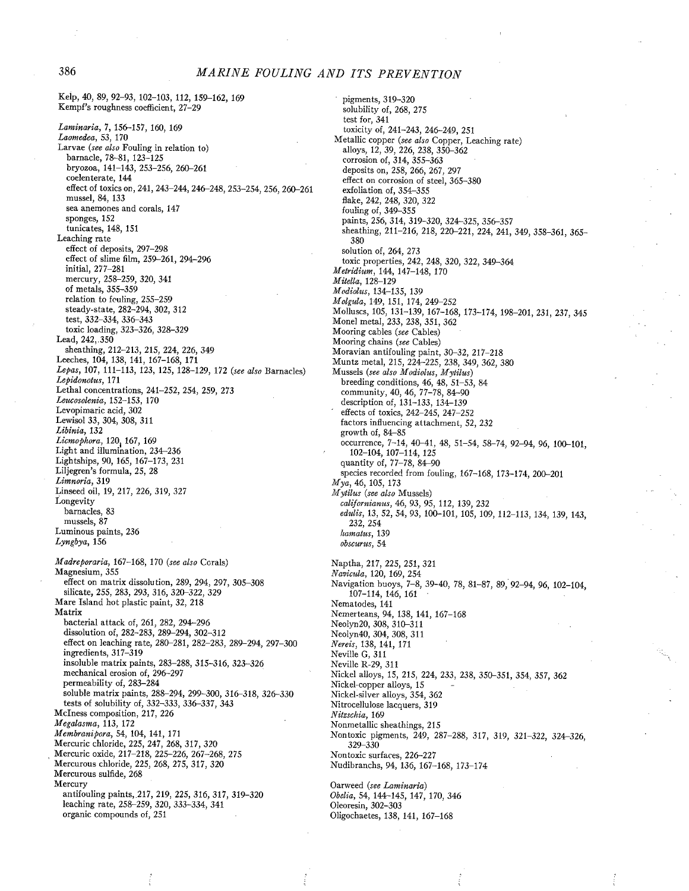Kelp, 40, 89, 92–93, 102–103, 112, 159–162, 169
Kempf's roughness coefficient, 27–29

*Laminaria*, 7, 156–157, 160, 169
*Laomedea*, 53, 170
Larvae (*see also* Fouling in relation to)
  barnacle, 78–81, 123–125
  bryozoa, 141–143, 253–256, 260–261
  coelenterate, 144
  effect of toxics on, 241, 243–244, 246–248, 253–254, 256, 260–261
  mussel, 84, 133
  sea anemones and corals, 147
  sponges, 152
  tunicates, 148, 151
Leaching rate
  effect of deposits, 297–298
  effect of slime film, 259–261, 294–296
  initial, 277–281
  mercury, 258–259, 320, 341
  of metals, 355–359
  relation to fouling, 255–259
  steady-state, 282–294, 302, 312
  test, 332–334, 336–343
  toxic loading, 323–326, 328–329
Lead, 242, 350
  sheathing, 212–213, 215, 224, 226, 349
Leeches, 104, 138, 141, 167–168, 171
*Lepas*, 107, 111–113, 123, 125, 128–129, 172 (*see also* Barnacles)
*Lepidonotus*, 171
Lethal concentrations, 241–252, 254, 259, 273
*Leucosolenia*, 152–153, 170
Levopimaric acid, 302
Lewisol 33, 304, 308, 311
*Libinia*, 132
*Licmophora*, 120, 167, 169
Light and illumination, 234–236
Lightships, 90, 165, 167–173, 231
Liljegren's formula, 25, 28
*Limnoria*, 319
Linseed oil, 19, 217, 226, 319, 327
Longevity
  barnacles, 83
  mussels, 87
Luminous paints, 236
*Lyngbya*, 156

*Madreporaria*, 167–168, 170 (*see also* Corals)
Magnesium, 355
  effect on matrix dissolution, 289, 294, 297, 305–308
  silicate, 255, 283, 293, 316, 320–322, 329
Mare Island hot plastic paint, 32, 218
Matrix
  bacterial attack of, 261, 282, 294–296
  dissolution of, 282–283, 289–294, 302–312
  effect on leaching rate, 280–281, 282–283, 289–294, 297–300
  ingredients, 317–319
  insoluble matrix paints, 283–288, 315–316, 323–326
  mechanical erosion of, 296–297
  permeability of, 283–284
  soluble matrix paints, 288–294, 299–300, 316–318, 326–330
  tests of solubility of, 332–333, 336–337, 343
McIness composition, 217, 226
*Megalasma*, 113, 172
*Membranipora*, 54, 104, 141, 171
Mercuric chloride, 225, 247, 268, 317, 320
Mercuric oxide, 217–218, 225–226, 267–268, 275
Mercurous chloride, 225, 268, 275, 317, 320
Mercurous sulfide, 268
Mercury
  antifouling paints, 217, 219, 225, 316, 317, 319–320
  leaching rate, 258–259, 320, 333–334, 341
  organic compounds of, 251
  pigments, 319–320
  solubility of, 268, 275
  test for, 341
  toxicity of, 241–243, 246–249, 251
Metallic copper (*see also* Copper, Leaching rate)
  alloys, 12, 39, 226, 238, 350–362
  corrosion of, 314, 355–363
  deposits on, 258, 266, 267, 297
  effect on corrosion of steel, 365–380
  exfoliation of, 354–355
  flake, 242, 248, 320, 322
  fouling of, 349–355
  paints, 256, 314, 319–320, 324–325, 356–357
  sheathing, 211–216, 218, 220–221, 224, 241, 349, 358–361, 365–380
  solution of, 264, 273
  toxic properties, 242, 248, 320, 322, 349–364
*Metridium*, 144, 147–148, 170
*Mitella*, 128–129
*Modiolus*, 134–135, 139
*Molgula*, 149, 151, 174, 249–252
Molluscs, 105, 131–139, 167–168, 173–174, 198–201, 231, 237, 345
Monel metal, 233, 238, 351, 362
Mooring cables (*see* Cables)
Mooring chains (*see* Cables)
Moravian antifouling paint, 30–32, 217–218
Muntz metal, 215, 224–225, 238, 349, 362, 380
Mussels (*see also* *Modiolus*, *Mytilus*)
  breeding conditions, 46, 48, 51–53, 84
  community, 40, 46, 77–78, 84–90
  description of, 131–133, 134–139
  effects of toxics, 242–245, 247–252
  factors influencing attachment, 52, 232
  growth of, 84–85
  occurrence, 7–14, 40–41, 48, 51–54, 58–74, 92–94, 96, 100–101, 102–104, 107–114, 125
  quantity of, 77–78, 84–90
  species recorded from fouling, 167–168, 173–174, 200–201
*Mya*, 46, 105, 173
*Mytilus* (*see also* Mussels)
  *californianus*, 46, 93, 95, 112, 139, 232
  *edulis*, 13, 52, 54, 93, 100–101, 105, 109, 112–113, 134, 139, 143, 232, 254
  *hamatus*, 139
  *obscurus*, 54

Naptha, 217, 225, 251, 321
*Navicula*, 120, 169, 254
Navigation buoys, 7–8, 39–40, 78, 81–87, 89, 92–94, 96, 102–104, 107–114, 146, 161
Nematodes, 141
Nemerteans, 94, 138, 141, 167–168
Neolyn20, 308, 310–311
Neolyn40, 304, 308, 311
*Nereis*, 138, 141, 171
Neville G, 311
Neville R-29, 311
Nickel alloys, 15, 215, 224, 233, 238, 350–351, 354, 357, 362
Nickel-copper alloys, 15
Nickel-silver alloys, 354, 362
Nitrocellulose lacquers, 319
*Nitzschia*, 169
Nonmetallic sheathings, 215
Nontoxic pigments, 249, 287–288, 317, 319, 321–322, 324–326, 329–330
Nontoxic surfaces, 226–227
Nudibranchs, 94, 136, 167–168, 173–174

Oarweed (*see* *Laminaria*)
*Obelia*, 54, 144–145, 147, 170, 346
Oleoresin, 302–303
Oligochaetes, 138, 141, 167–168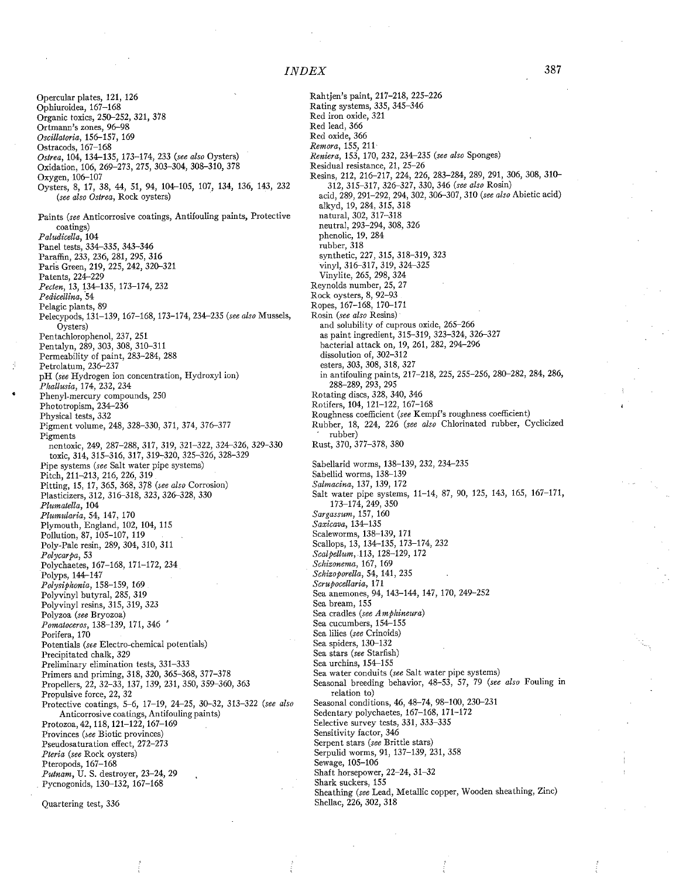# INDEX

Opercular plates, 121, 126
Ophiuroidea, 167–168
Organic toxics, 250–252, 321, 378
Ortmann's zones, 96–98
*Oscillatoria*, 156–157, 169
Ostracods, 167–168
*Ostrea*, 104, 134–135, 173–174, 233 (*see also* Oysters)
Oxidation, 106, 269–273, 275, 303–304, 308–310, 378
Oxygen, 106–107
Oysters, 8, 17, 38, 44, 51, 94, 104–105, 107, 134, 136, 143, 232 (*see also Ostrea*, Rock oysters)

Paints (*see* Anticorrosive coatings, Antifouling paints, Protective coatings)
*Paludicella*, 104
Panel tests, 334–335, 343–346
Paraffin, 233, 236, 281, 295, 316
Paris Green, 219, 225, 242, 320–321
Patents, 224–229
*Pecten*, 13, 134–135, 173–174, 232
*Pedicellina*, 54
Pelagic plants, 89
Pelecypods, 131–139, 167–168, 173–174, 234–235 (*see also* Mussels, Oysters)
Pentachlorophenol, 237, 251
Pentalyn, 289, 303, 308, 310–311
Permeability of paint, 283–284, 288
Petrolatum, 236–237
pH (*see* Hydrogen ion concentration, Hydroxyl ion)
*Phallusia*, 174, 232, 234
Phenyl-mercury compounds, 250
Phototropism, 234–236
Physical tests, 332
Pigment volume, 248, 328–330, 371, 374, 376–377
Pigments
  nontoxic, 249, 287–288, 317, 319, 321–322, 324–326, 329–330
  toxic, 314, 315–316, 317, 319–320, 325–326, 328–329
Pipe systems (*see* Salt water pipe systems)
Pitch, 211–213, 216, 226, 319
Pitting, 15, 17, 365, 368, 378 (*see also* Corrosion)
Plasticizers, 312, 316–318, 323, 326–328, 330
*Plumatella*, 104
*Plumularia*, 54, 147, 170
Plymouth, England, 102, 104, 115
Pollution, 87, 105–107, 119
Poly-Pale resin, 289, 304, 310, 311
*Polycarpa*, 53
Polychaetes, 167–168, 171–172, 234
Polyps, 144–147
*Polysiphonia*, 158–159, 169
Polyvinyl butyral, 285, 319
Polyvinyl resins, 315, 319, 323
Polyzoa (*see* Bryozoa)
*Pomatoceros*, 138–139, 171, 346
Porifera, 170
Potentials (*see* Electro-chemical potentials)
Precipitated chalk, 329
Preliminary elimination tests, 331–333
Primers and priming, 318, 320, 365–368, 377–378
Propellers, 22, 32–33, 137, 139, 231, 350, 359–360, 363
Propulsive force, 22, 32
Protective coatings, 5–6, 17–19, 24–25, 30–32, 313–322 (*see also* Anticorrosive coatings, Antifouling paints)
Protozoa, 42, 118, 121–122, 167–169
Provinces (*see* Biotic provinces)
Pseudosaturation effect, 272–273
*Pteria* (*see* Rock oysters)
Pteropods, 167–168
*Putnam*, U. S. destroyer, 23–24, 29
Pycnogonids, 130–132, 167–168

Quartering test, 336

Rahtjen's paint, 217–218, 225–226
Rating systems, 335, 345–346
Red iron oxide, 321
Red lead, 366
Red oxide, 366
*Remora*, 155, 211
*Reniera*, 153, 170, 232, 234–235 (*see also* Sponges)
Residual resistance, 21, 25–26
Resins, 212, 216–217, 224, 226, 283–284, 289, 291, 306, 308, 310–312, 315–317, 326–327, 330, 346 (*see also* Rosin)
  acid, 289, 291–292, 294, 302, 306–307, 310 (*see also* Abietic acid)
  alkyd, 19, 284, 315, 318
  natural, 302, 317–318
  neutral, 293–294, 308, 326
  phenolic, 19, 284
  rubber, 318
  synthetic, 227, 315, 318–319, 323
  vinyl, 316–317, 319, 324–325
  Vinylite, 265, 298, 324
Reynolds number, 25, 27
Rock oysters, 8, 92–93
Ropes, 167–168, 170–171
Rosin (*see also* Resins)
  and solubility of cuprous oxide, 265–266
  as paint ingredient, 315–319, 323–324, 326–327
  bacterial attack on, 19, 261, 282, 294–296
  dissolution of, 302–312
  esters, 303, 308, 318, 327
  in antifouling paints, 217–218, 225, 255–256, 280–282, 284, 286, 288–289, 293, 295
Rotating discs, 328, 340, 346
Rotifers, 104, 121–122, 167–168
Roughness coefficient (*see* Kempf's roughness coefficient)
Rubber, 18, 224, 226 (*see also* Chlorinated rubber, Cyclicized rubber)
Rust, 370, 377–378, 380

Sabellarid worms, 138–139, 232, 234–235
Sabellid worms, 138–139
*Salmacina*, 137, 139, 172
Salt water pipe systems, 11–14, 87, 90, 125, 143, 165, 167–171, 173–174, 249, 350
*Sargassum*, 157, 160
*Saxicava*, 134–135
Scaleworms, 138–139, 171
Scallops, 13, 134–135, 173–174, 232
*Scalpellum*, 113, 128–129, 172
*Schizonema*, 167, 169
*Schizoporella*, 54, 141, 235
*Scrupocellaria*, 171
Sea anemones, 94, 143–144, 147, 170, 249–252
Sea bream, 155
Sea cradles (*see Amphineura*)
Sea cucumbers, 154–155
Sea lilies (*see* Crinoids)
Sea spiders, 130–132
Sea stars (*see* Starfish)
Sea urchins, 154–155
Sea water conduits (*see* Salt water pipe systems)
Seasonal breeding behavior, 48–53, 57, 79 (*see also* Fouling in relation to)
Seasonal conditions, 46, 48–74, 98–100, 230–231
Sedentary polychaetes, 167–168, 171–172
Selective survey tests, 331, 333–335
Sensitivity factor, 346
Serpent stars (*see* Brittle stars)
Serpulid worms, 91, 137–139, 231, 358
Sewage, 105–106
Shaft horsepower, 22–24, 31–32
Shark suckers, 155
Sheathing (*see* Lead, Metallic copper, Wooden sheathing, Zinc)
Shellac, 226, 302, 318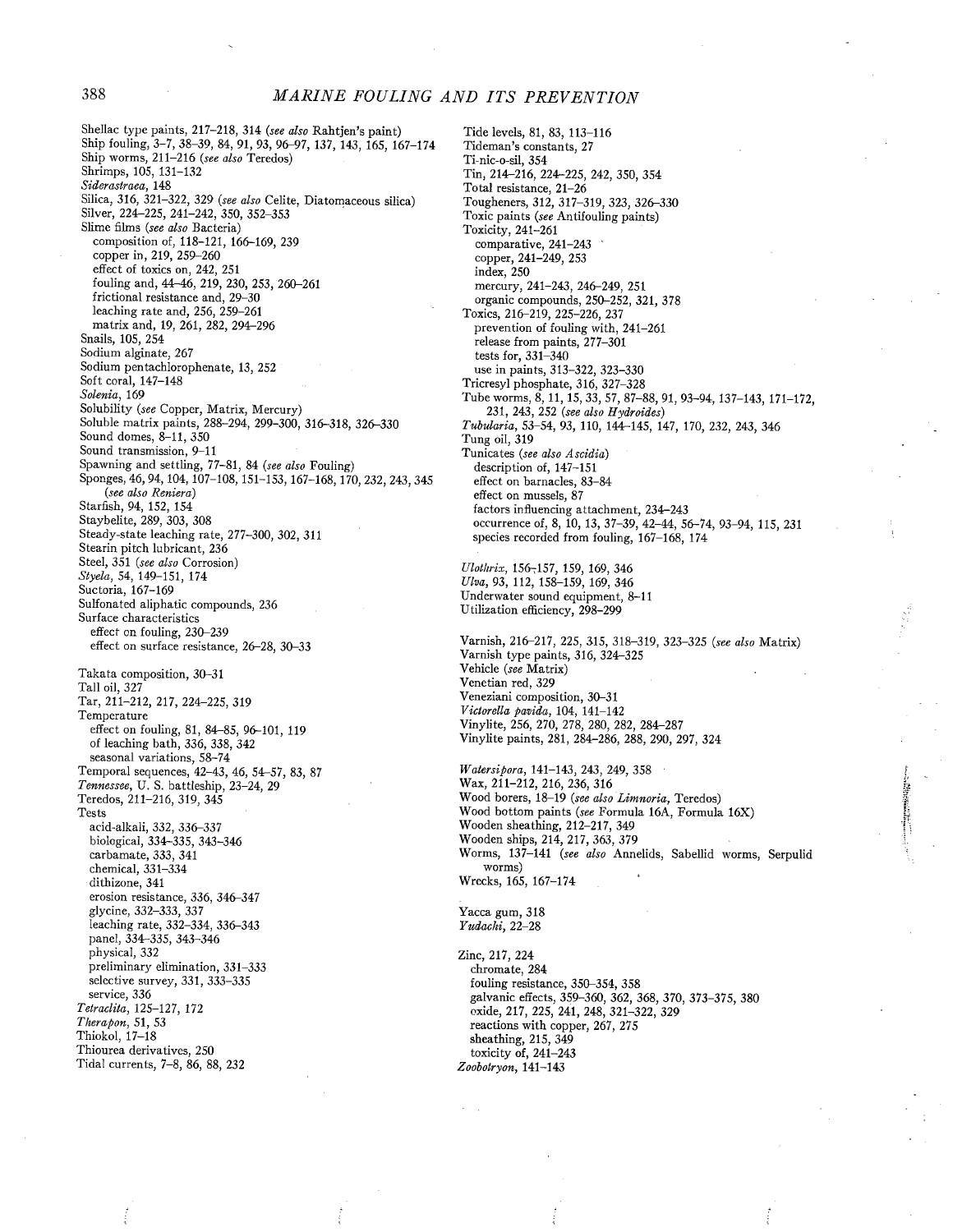Shellac type paints, 217–218, 314 (*see also* Rahtjen's paint)
Ship fouling, 3–7, 38–39, 84, 91, 93, 96–97, 137, 143, 165, 167–174
Ship worms, 211–216 (*see also* Teredos)
Shrimps, 105, 131–132
*Siderastraea*, 148
Silica, 316, 321–322, 329 (*see also* Celite, Diatomaceous silica)
Silver, 224–225, 241–242, 350, 352–353
Slime films (*see also* Bacteria)
  composition of, 118–121, 166–169, 239
  copper in, 219, 259–260
  effect of toxics on, 242, 251
  fouling and, 44–46, 219, 230, 253, 260–261
  frictional resistance and, 29–30
  leaching rate and, 256, 259–261
  matrix and, 19, 261, 282, 294–296
Snails, 105, 254
Sodium alginate, 267
Sodium pentachlorophenate, 13, 252
Soft coral, 147–148
*Solenia*, 169
Solubility (*see* Copper, Matrix, Mercury)
Soluble matrix paints, 288–294, 299–300, 316–318, 326–330
Sound domes, 8–11, 350
Sound transmission, 9–11
Spawning and settling, 77–81, 84 (*see also* Fouling)
Sponges, 46, 94, 104, 107–108, 151–153, 167–168, 170, 232, 243, 345
  (*see also Reniera*)
Starfish, 94, 152, 154
Staybelite, 289, 303, 308
Steady-state leaching rate, 277–300, 302, 311
Stearin pitch lubricant, 236
Steel, 351 (*see also* Corrosion)
*Styela*, 54, 149–151, 174
Suctoria, 167–169
Sulfonated aliphatic compounds, 236
Surface characteristics
  effect on fouling, 230–239
  effect on surface resistance, 26–28, 30–33

Takata composition, 30–31
Tall oil, 327
Tar, 211–212, 217, 224–225, 319
Temperature
  effect on fouling, 81, 84–85, 96–101, 119
  of leaching bath, 336, 338, 342
  seasonal variations, 58–74
Temporal sequences, 42–43, 46, 54–57, 83, 87
*Tennessee*, U. S. battleship, 23–24, 29
Teredos, 211–216, 319, 345
Tests
  acid-alkali, 332, 336–337
  biological, 334–335, 343–346
  carbamate, 333, 341
  chemical, 331–334
  dithizone, 341
  erosion resistance, 336, 346–347
  glycine, 332–333, 337
  leaching rate, 332–334, 336–343
  panel, 334–335, 343–346
  physical, 332
  preliminary elimination, 331–333
  selective survey, 331, 333–335
  service, 336
*Tetraclita*, 125–127, 172
*Therapon*, 51, 53
Thiokol, 17–18
Thiourea derivatives, 250
Tidal currents, 7–8, 86, 88, 232

Tide levels, 81, 83, 113–116
Tideman's constants, 27
Ti-nic-o-sil, 354
Tin, 214–216, 224–225, 242, 350, 354
Total resistance, 21–26
Tougheners, 312, 317–319, 323, 326–330
Toxic paints (*see* Antifouling paints)
Toxicity, 241–261
  comparative, 241–243
  copper, 241–249, 253
  index, 250
  mercury, 241–243, 246–249, 251
  organic compounds, 250–252, 321, 378
Toxics, 216–219, 225–226, 237
  prevention of fouling with, 241–261
  release from paints, 277–301
  tests for, 331–340
  use in paints, 313–322, 323–330
Tricresyl phosphate, 316, 327–328
Tube worms, 8, 11, 15, 33, 57, 87–88, 91, 93–94, 137–143, 171–172,
  231, 243, 252 (*see also Hydroides*)
*Tubularia*, 53–54, 93, 110, 144–145, 147, 170, 232, 243, 346
Tung oil, 319
Tunicates (*see also Ascidia*)
  description of, 147–151
  effect on barnacles, 83–84
  effect on mussels, 87
  factors influencing attachment, 234–243
  occurrence of, 8, 10, 13, 37–39, 42–44, 56–74, 93–94, 115, 231
  species recorded from fouling, 167–168, 174

*Ulothrix*, 156–157, 159, 169, 346
*Ulva*, 93, 112, 158–159, 169, 346
Underwater sound equipment, 8–11
Utilization efficiency, 298–299

Varnish, 216–217, 225, 315, 318–319, 323–325 (*see also* Matrix)
Varnish type paints, 316, 324–325
Vehicle (*see* Matrix)
Venetian red, 329
Veneziani composition, 30–31
*Victorella pavida*, 104, 141–142
Vinylite, 256, 270, 278, 280, 282, 284–287
Vinylite paints, 281, 284–286, 288, 290, 297, 324

*Watersipora*, 141–143, 243, 249, 358
Wax, 211–212, 216, 236, 316
Wood borers, 18–19 (*see also Limnoria*, Teredos)
Wood bottom paints (*see* Formula 16A, Formula 16X)
Wooden sheathing, 212–217, 349
Wooden ships, 214, 217, 363, 379
Worms, 137–141 (*see also* Annelids, Sabellid worms, Serpulid
  worms)
Wrecks, 165, 167–174

Yacca gum, 318
*Yudachi*, 22–28

Zinc, 217, 224
  chromate, 284
  fouling resistance, 350–354, 358
  galvanic effects, 359–360, 362, 368, 370, 373–375, 380
  oxide, 217, 225, 241, 248, 321–322, 329
  reactions with copper, 267, 275
  sheathing, 215, 349
  toxicity of, 241–243
*Zoobotryon*, 141–143